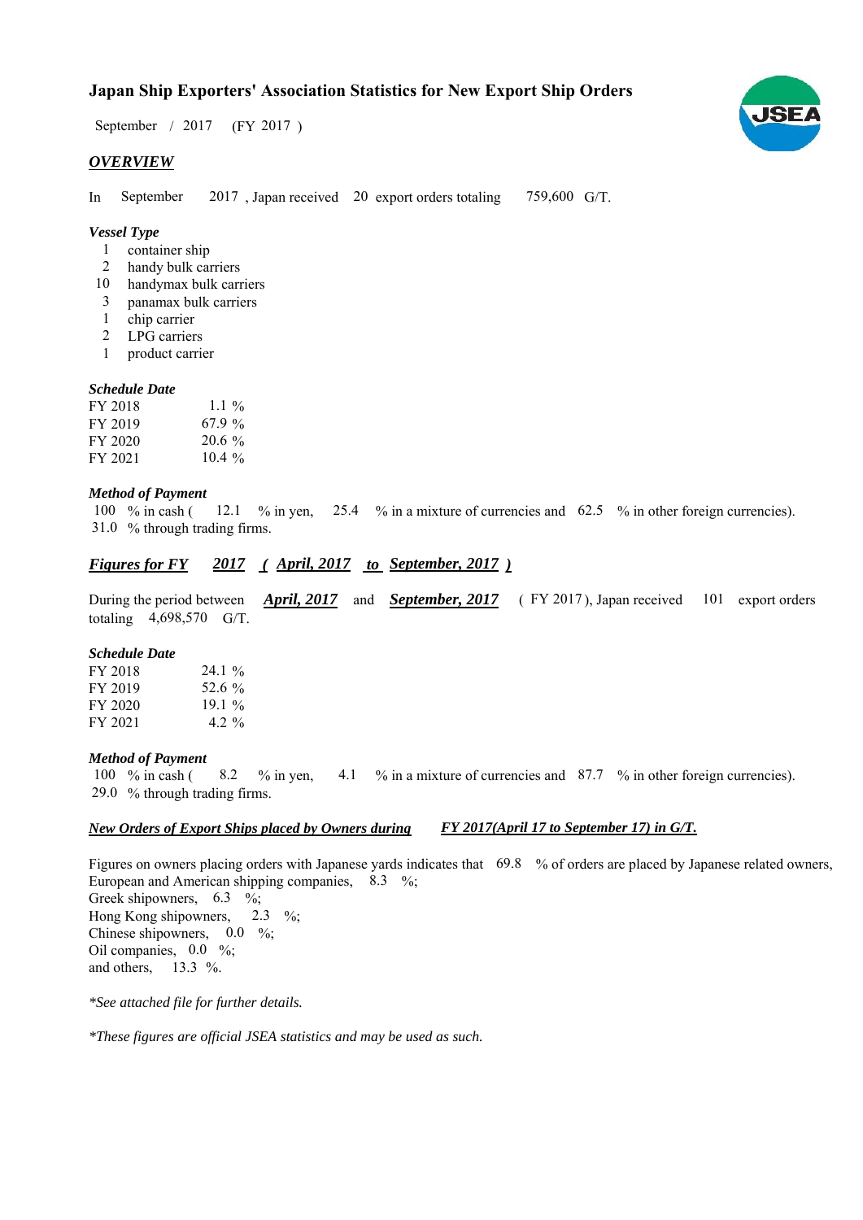# Japan Ship Exporters' Association Statistics for New Export Ship Orders

September / 2017 (FY 2017 )

## *OVERVIEW*

In September 2017 , Japan received 20 export orders totaling 759,600 G/T.

### *Vessel Type*

1 container ship
2 handy bulk carriers
10 handymax bulk carriers
3 panamax bulk carriers
1 chip carrier
2 LPG carriers
1 product carrier

### *Schedule Date*

| | |
|---|---|
| FY 2018 | 1.1 % |
| FY 2019 | 67.9 % |
| FY 2020 | 20.6 % |
| FY 2021 | 10.4 % |

### *Method of Payment*

100 % in cash ( 12.1 % in yen, 25.4 % in a mixture of currencies and 62.5 % in other foreign currencies).
31.0 % through trading firms.

## *Figures for FY 2017 ( April, 2017 to September, 2017 )*

During the period between *April, 2017* and *September, 2017* ( FY 2017 ), Japan received 101 export orders totaling 4,698,570 G/T.

### *Schedule Date*

| | |
|---|---|
| FY 2018 | 24.1 % |
| FY 2019 | 52.6 % |
| FY 2020 | 19.1 % |
| FY 2021 | 4.2 % |

### *Method of Payment*

100 % in cash ( 8.2 % in yen, 4.1 % in a mixture of currencies and 87.7 % in other foreign currencies).
29.0 % through trading firms.

### *New Orders of Export Ships placed by Owners during FY 2017(April 17 to September 17) in G/T.*

Figures on owners placing orders with Japanese yards indicates that 69.8 % of orders are placed by Japanese related owners,
European and American shipping companies, 8.3 %;
Greek shipowners, 6.3 %;
Hong Kong shipowners, 2.3 %;
Chinese shipowners, 0.0 %;
Oil companies, 0.0 %;
and others, 13.3 %.

*\*See attached file for further details.*

*\*These figures are official JSEA statistics and may be used as such.*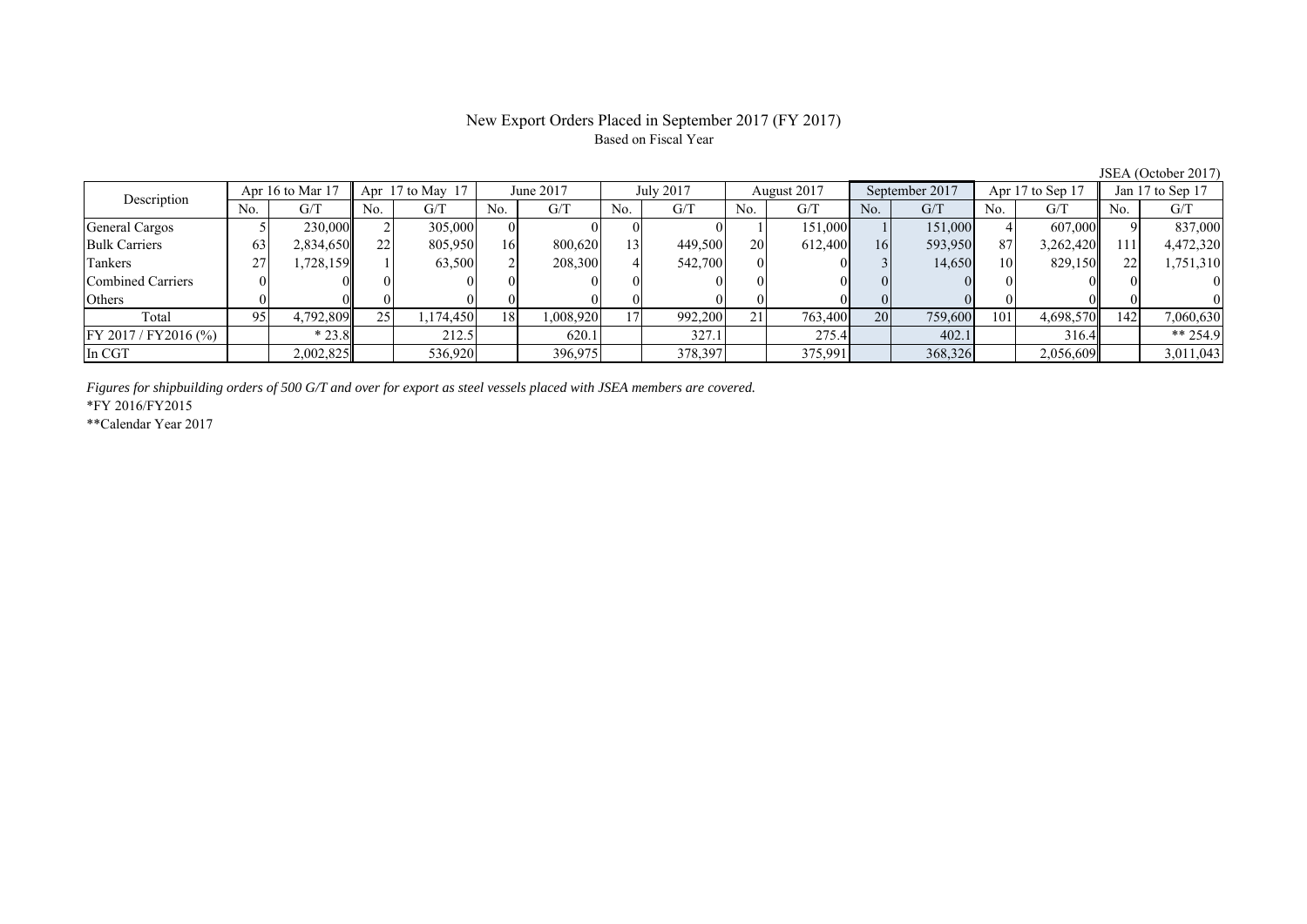# New Export Orders Placed in September 2017 (FY 2017)

Based on Fiscal Year

JSEA (October 2017)

| Description | Apr 16 to Mar 17 | | Apr 17 to May 17 | | June 2017 | | July 2017 | | August 2017 | | September 2017 | | Apr 17 to Sep 17 | | Jan 17 to Sep 17 | |
|---|---|---|---|---|---|---|---|---|---|---|---|---|---|---|---|---|
| | No. | G/T | No. | G/T | No. | G/T | No. | G/T | No. | G/T | No. | G/T | No. | G/T | No. | G/T |
| General Cargos | 5 | 230,000 | 2 | 305,000 | 0 | 0 | 0 | 0 | 1 | 151,000 | 1 | 151,000 | 4 | 607,000 | 9 | 837,000 |
| Bulk Carriers | 63 | 2,834,650 | 22 | 805,950 | 16 | 800,620 | 13 | 449,500 | 20 | 612,400 | 16 | 593,950 | 87 | 3,262,420 | 111 | 4,472,320 |
| Tankers | 27 | 1,728,159 | 1 | 63,500 | 2 | 208,300 | 4 | 542,700 | 0 | 0 | 3 | 14,650 | 10 | 829,150 | 22 | 1,751,310 |
| Combined Carriers | 0 | 0 | 0 | 0 | 0 | 0 | 0 | 0 | 0 | 0 | 0 | 0 | 0 | 0 | 0 | 0 |
| Others | 0 | 0 | 0 | 0 | 0 | 0 | 0 | 0 | 0 | 0 | 0 | 0 | 0 | 0 | 0 | 0 |
| Total | 95 | 4,792,809 | 25 | 1,174,450 | 18 | 1,008,920 | 17 | 992,200 | 21 | 763,400 | 20 | 759,600 | 101 | 4,698,570 | 142 | 7,060,630 |
| FY 2017 / FY2016 (%) | | * 23.8 | | 212.5 | | 620.1 | | 327.1 | | 275.4 | | 402.1 | | 316.4 | | ** 254.9 |
| In CGT | | 2,002,825 | | 536,920 | | 396,975 | | 378,397 | | 375,991 | | 368,326 | | 2,056,609 | | 3,011,043 |

*Figures for shipbuilding orders of 500 G/T and over for export as steel vessels placed with JSEA members are covered.*

*FY 2016/FY2015

**Calendar Year 2017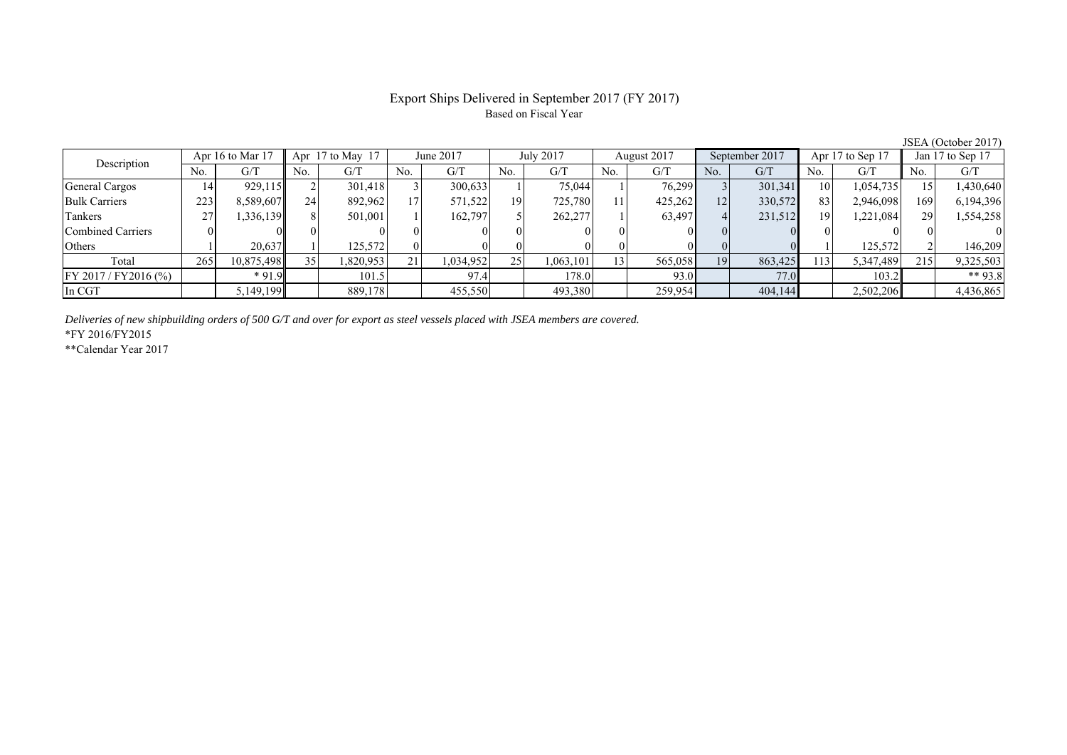# Export Ships Delivered in September 2017 (FY 2017)

Based on Fiscal Year

JSEA (October 2017)

| Description | Apr 16 to Mar 17 | | Apr 17 to May 17 | | June 2017 | | July 2017 | | August 2017 | | September 2017 | | Apr 17 to Sep 17 | | Jan 17 to Sep 17 | |
|---|---|---|---|---|---|---|---|---|---|---|---|---|---|---|---|---|
| | No. | G/T | No. | G/T | No. | G/T | No. | G/T | No. | G/T | No. | G/T | No. | G/T | No. | G/T |
| General Cargos | 14 | 929,115 | 2 | 301,418 | 3 | 300,633 | 1 | 75,044 | 1 | 76,299 | 3 | 301,341 | 10 | 1,054,735 | 15 | 1,430,640 |
| Bulk Carriers | 223 | 8,589,607 | 24 | 892,962 | 17 | 571,522 | 19 | 725,780 | 11 | 425,262 | 12 | 330,572 | 83 | 2,946,098 | 169 | 6,194,396 |
| Tankers | 27 | 1,336,139 | 8 | 501,001 | 1 | 162,797 | 5 | 262,277 | 1 | 63,497 | 4 | 231,512 | 19 | 1,221,084 | 29 | 1,554,258 |
| Combined Carriers | 0 | 0 | 0 | 0 | 0 | 0 | 0 | 0 | 0 | 0 | 0 | 0 | 0 | 0 | 0 | 0 |
| Others | 1 | 20,637 | 1 | 125,572 | 0 | 0 | 0 | 0 | 0 | 0 | 0 | 0 | 1 | 125,572 | 2 | 146,209 |
| Total | 265 | 10,875,498 | 35 | 1,820,953 | 21 | 1,034,952 | 25 | 1,063,101 | 13 | 565,058 | 19 | 863,425 | 113 | 5,347,489 | 215 | 9,325,503 |
| FY 2017 / FY2016 (%) | | * 91.9 | | 101.5 | | 97.4 | | 178.0 | | 93.0 | | 77.0 | | 103.2 | | ** 93.8 |
| In CGT | | 5,149,199 | | 889,178 | | 455,550 | | 493,380 | | 259,954 | | 404,144 | | 2,502,206 | | 4,436,865 |

*Deliveries of new shipbuilding orders of 500 G/T and over for export as steel vessels placed with JSEA members are covered.*

*FY 2016/FY2015

**Calendar Year 2017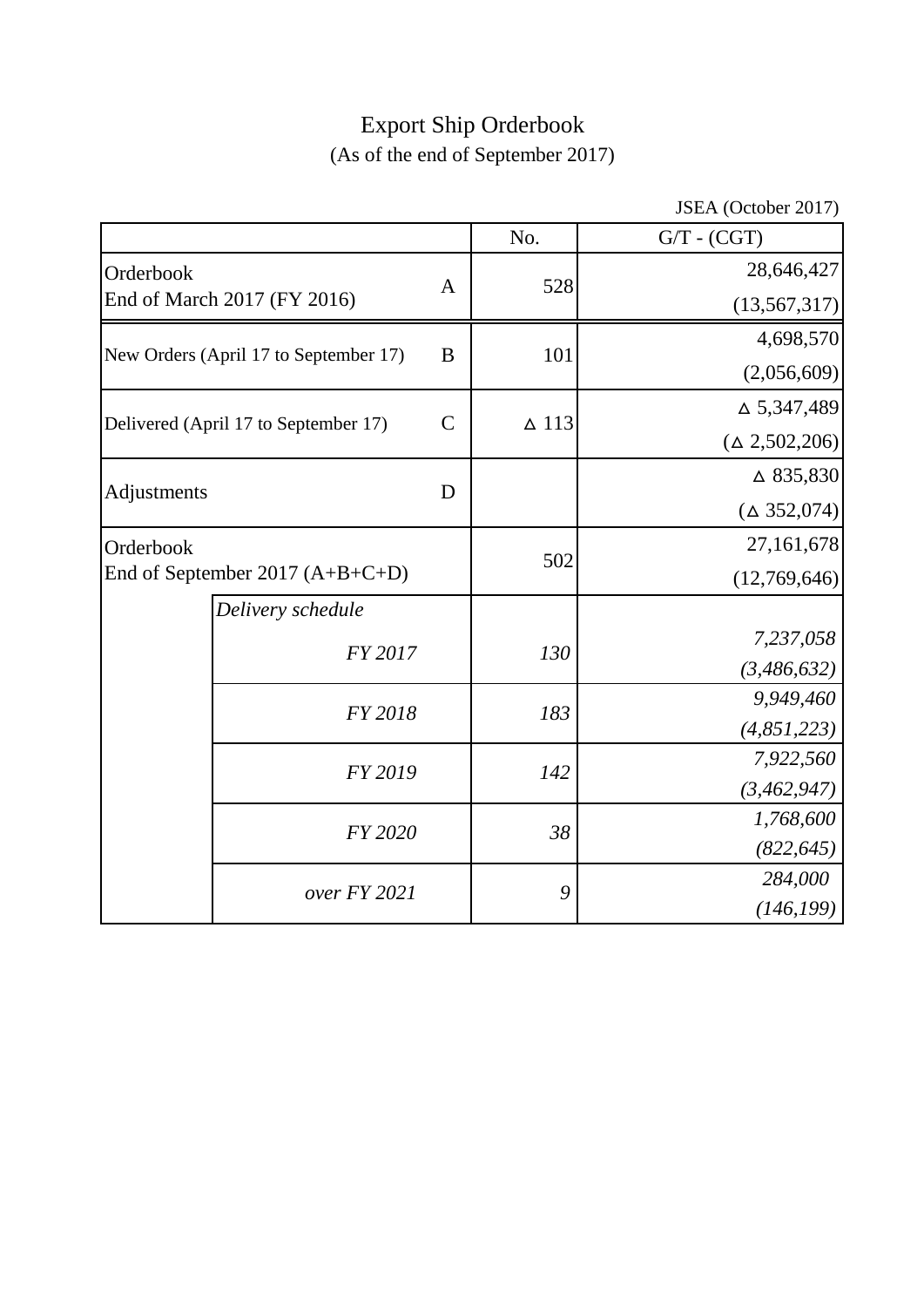# Export Ship Orderbook

(As of the end of September 2017)

JSEA (October 2017)

| | | | No. | G/T - (CGT) |
|---|---|---|---|---|
| Orderbook<br>End of March 2017 (FY 2016) | | A | 528 | 28,646,427<br>(13,567,317) |
| New Orders (April 17 to September 17) | | B | 101 | 4,698,570<br>(2,056,609) |
| Delivered (April 17 to September 17) | | C | ⊿ 113 | ⊿ 5,347,489<br>(⊿ 2,502,206) |
| Adjustments | | D | | ⊿ 835,830<br>(⊿ 352,074) |
| Orderbook<br>End of September 2017 (A+B+C+D) | | | 502 | 27,161,678<br>(12,769,646) |
| | *Delivery schedule* | | | |
| | *FY 2017* | | *130* | *7,237,058*<br>*(3,486,632)* |
| | *FY 2018* | | *183* | *9,949,460*<br>*(4,851,223)* |
| | *FY 2019* | | *142* | *7,922,560*<br>*(3,462,947)* |
| | *FY 2020* | | *38* | *1,768,600*<br>*(822,645)* |
| | *over FY 2021* | | *9* | *284,000*<br>*(146,199)* |